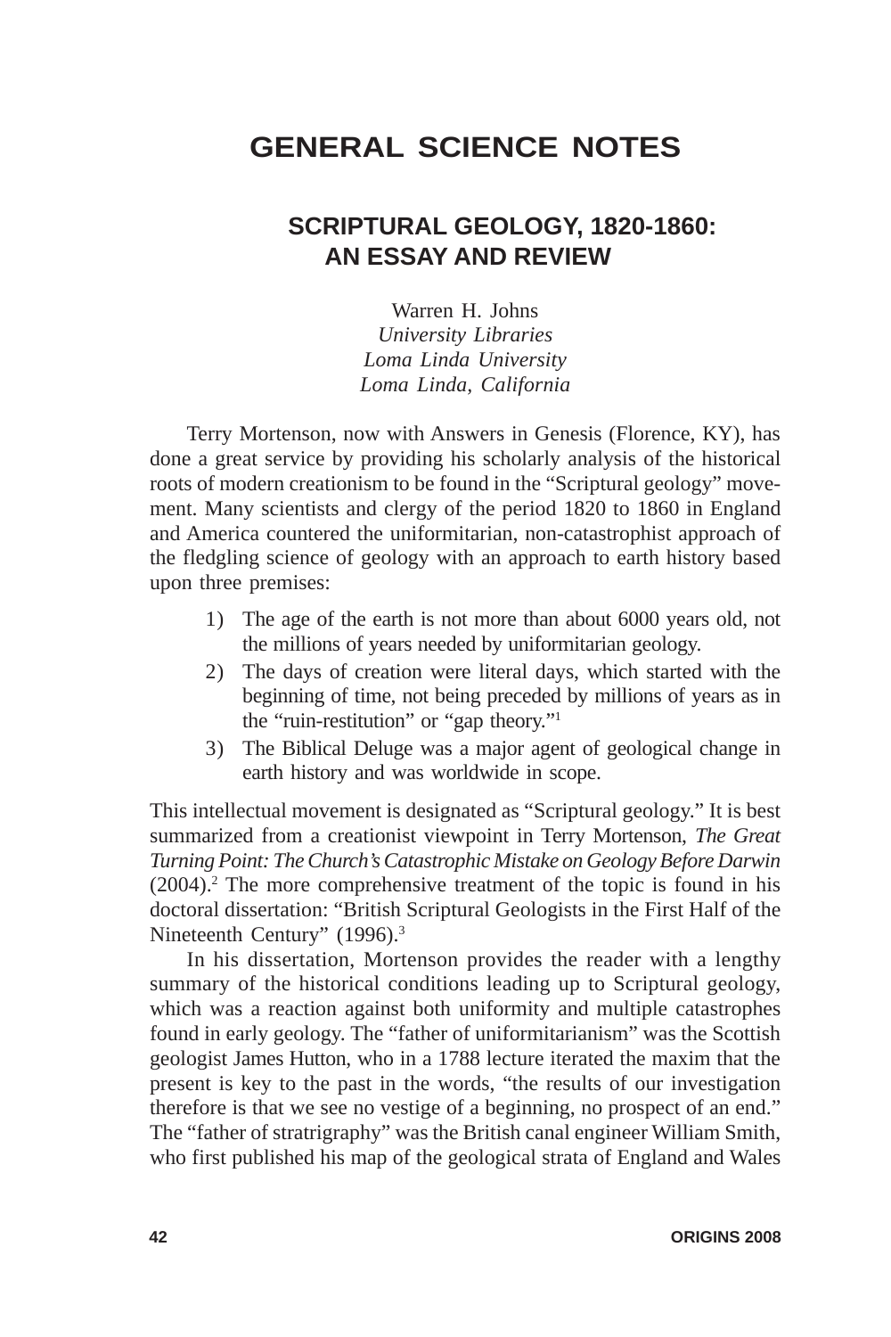# GENERAL SCIENCE NOTES

## SCRIPTURAL GEOLOGY, 1820-1860: AN ESSAY AND REVIEW

Warren H. Johns
*University Libraries*
*Loma Linda University*
*Loma Linda, California*

Terry Mortenson, now with Answers in Genesis (Florence, KY), has done a great service by providing his scholarly analysis of the historical roots of modern creationism to be found in the "Scriptural geology" movement. Many scientists and clergy of the period 1820 to 1860 in England and America countered the uniformitarian, non-catastrophist approach of the fledgling science of geology with an approach to earth history based upon three premises:

1) The age of the earth is not more than about 6000 years old, not the millions of years needed by uniformitarian geology.
2) The days of creation were literal days, which started with the beginning of time, not being preceded by millions of years as in the "ruin-restitution" or "gap theory."[1]
3) The Biblical Deluge was a major agent of geological change in earth history and was worldwide in scope.

This intellectual movement is designated as "Scriptural geology." It is best summarized from a creationist viewpoint in Terry Mortenson, *The Great Turning Point: The Church's Catastrophic Mistake on Geology Before Darwin* (2004).[2] The more comprehensive treatment of the topic is found in his doctoral dissertation: "British Scriptural Geologists in the First Half of the Nineteenth Century" (1996).[3]

In his dissertation, Mortenson provides the reader with a lengthy summary of the historical conditions leading up to Scriptural geology, which was a reaction against both uniformity and multiple catastrophes found in early geology. The "father of uniformitarianism" was the Scottish geologist James Hutton, who in a 1788 lecture iterated the maxim that the present is key to the past in the words, "the results of our investigation therefore is that we see no vestige of a beginning, no prospect of an end." The "father of stratrigraphy" was the British canal engineer William Smith, who first published his map of the geological strata of England and Wales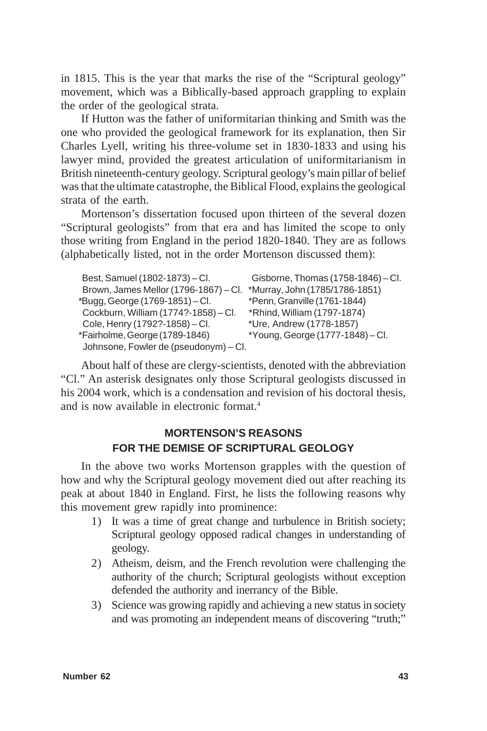in 1815. This is the year that marks the rise of the "Scriptural geology" movement, which was a Biblically-based approach grappling to explain the order of the geological strata.

If Hutton was the father of uniformitarian thinking and Smith was the one who provided the geological framework for its explanation, then Sir Charles Lyell, writing his three-volume set in 1830-1833 and using his lawyer mind, provided the greatest articulation of uniformitarianism in British nineteenth-century geology. Scriptural geology's main pillar of belief was that the ultimate catastrophe, the Biblical Flood, explains the geological strata of the earth.

Mortenson's dissertation focused upon thirteen of the several dozen "Scriptural geologists" from that era and has limited the scope to only those writing from England in the period 1820-1840. They are as follows (alphabetically listed, not in the order Mortenson discussed them):

| | |
|---|---|
| Best, Samuel (1802-1873) – Cl. | Gisborne, Thomas (1758-1846) – Cl. |
| Brown, James Mellor (1796-1867) – Cl. | *Murray, John (1785/1786-1851) |
| *Bugg, George (1769-1851) – Cl. | *Penn, Granville (1761-1844) |
| Cockburn, William (1774?-1858) – Cl. | *Rhind, William (1797-1874) |
| Cole, Henry (1792?-1858) – Cl. | *Ure, Andrew (1778-1857) |
| *Fairholme, George (1789-1846) | *Young, George (1777-1848) – Cl. |
| Johnsone, Fowler de (pseudonym) – Cl. | |

About half of these are clergy-scientists, denoted with the abbreviation "Cl." An asterisk designates only those Scriptural geologists discussed in his 2004 work, which is a condensation and revision of his doctoral thesis, and is now available in electronic format.[4]

## MORTENSON'S REASONS FOR THE DEMISE OF SCRIPTURAL GEOLOGY

In the above two works Mortenson grapples with the question of how and why the Scriptural geology movement died out after reaching its peak at about 1840 in England. First, he lists the following reasons why this movement grew rapidly into prominence:

1) It was a time of great change and turbulence in British society; Scriptural geology opposed radical changes in understanding of geology.
2) Atheism, deism, and the French revolution were challenging the authority of the church; Scriptural geologists without exception defended the authority and inerrancy of the Bible.
3) Science was growing rapidly and achieving a new status in society and was promoting an independent means of discovering "truth;"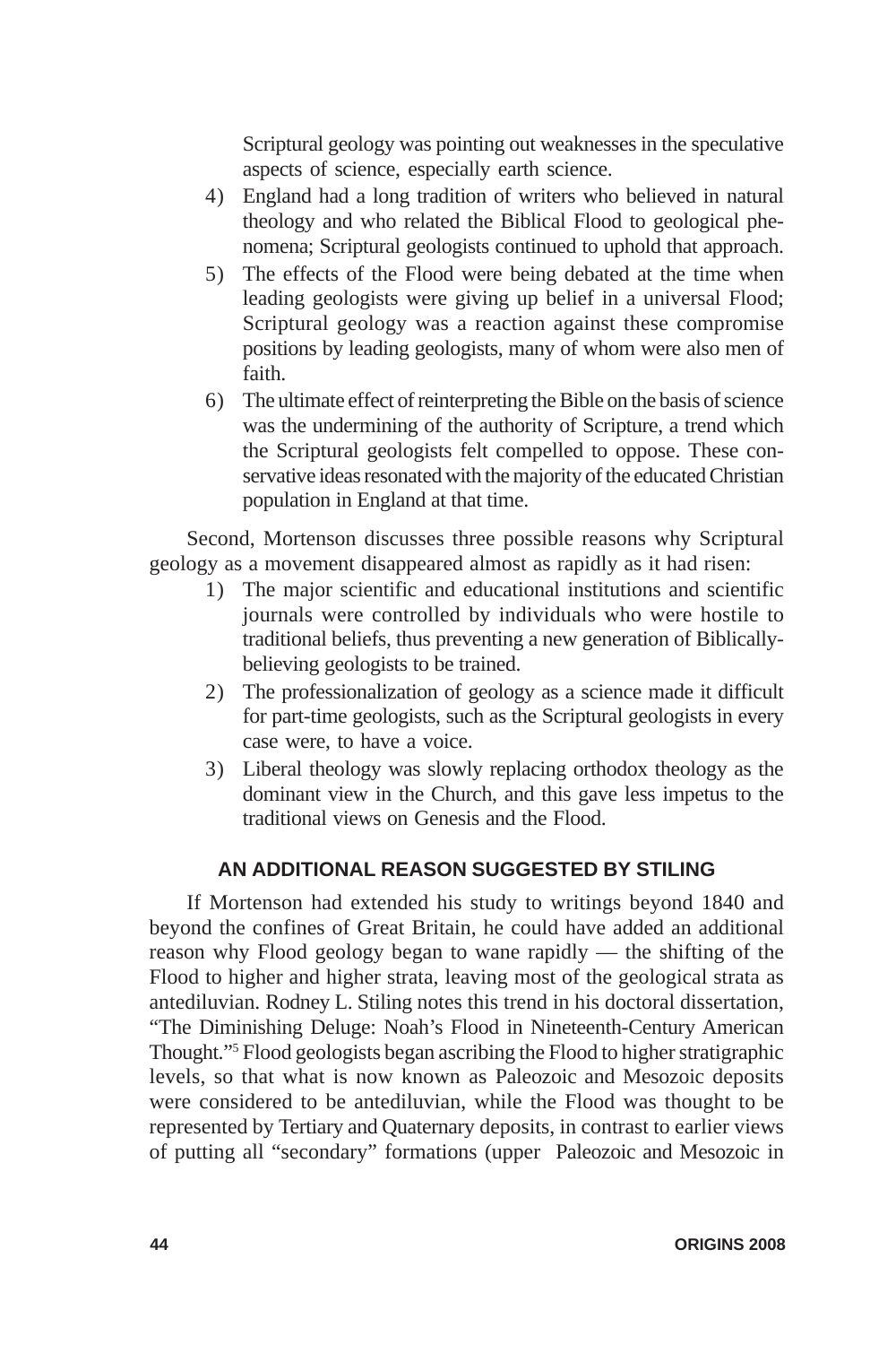Scriptural geology was pointing out weaknesses in the speculative aspects of science, especially earth science.

4) England had a long tradition of writers who believed in natural theology and who related the Biblical Flood to geological phenomena; Scriptural geologists continued to uphold that approach.
5) The effects of the Flood were being debated at the time when leading geologists were giving up belief in a universal Flood; Scriptural geology was a reaction against these compromise positions by leading geologists, many of whom were also men of faith.
6) The ultimate effect of reinterpreting the Bible on the basis of science was the undermining of the authority of Scripture, a trend which the Scriptural geologists felt compelled to oppose. These conservative ideas resonated with the majority of the educated Christian population in England at that time.

Second, Mortenson discusses three possible reasons why Scriptural geology as a movement disappeared almost as rapidly as it had risen:

1) The major scientific and educational institutions and scientific journals were controlled by individuals who were hostile to traditional beliefs, thus preventing a new generation of Biblically-believing geologists to be trained.
2) The professionalization of geology as a science made it difficult for part-time geologists, such as the Scriptural geologists in every case were, to have a voice.
3) Liberal theology was slowly replacing orthodox theology as the dominant view in the Church, and this gave less impetus to the traditional views on Genesis and the Flood.

## AN ADDITIONAL REASON SUGGESTED BY STILING

If Mortenson had extended his study to writings beyond 1840 and beyond the confines of Great Britain, he could have added an additional reason why Flood geology began to wane rapidly — the shifting of the Flood to higher and higher strata, leaving most of the geological strata as antediluvian. Rodney L. Stiling notes this trend in his doctoral dissertation, "The Diminishing Deluge: Noah's Flood in Nineteenth-Century American Thought."[5] Flood geologists began ascribing the Flood to higher stratigraphic levels, so that what is now known as Paleozoic and Mesozoic deposits were considered to be antediluvian, while the Flood was thought to be represented by Tertiary and Quaternary deposits, in contrast to earlier views of putting all "secondary" formations (upper Paleozoic and Mesozoic in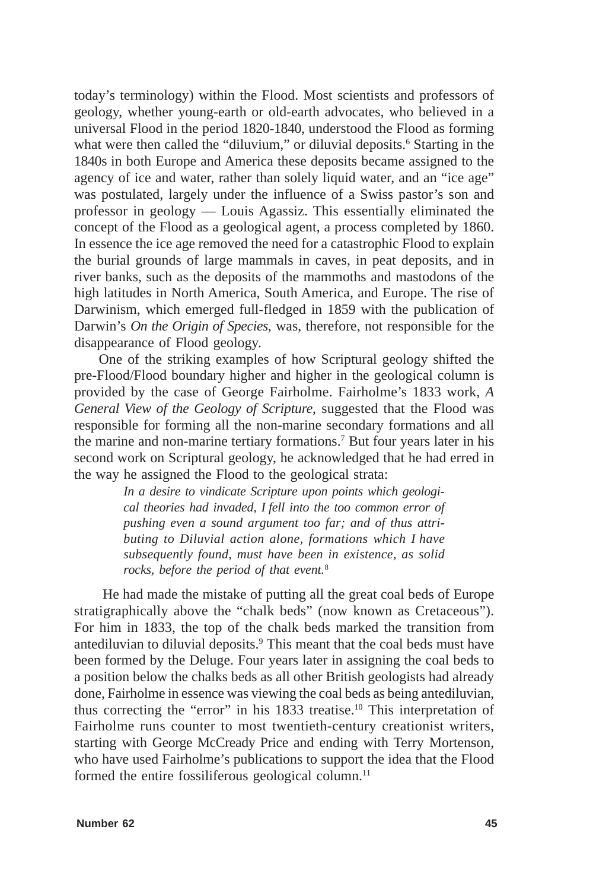today's terminology) within the Flood. Most scientists and professors of geology, whether young-earth or old-earth advocates, who believed in a universal Flood in the period 1820-1840, understood the Flood as forming what were then called the "diluvium," or diluvial deposits.[6] Starting in the 1840s in both Europe and America these deposits became assigned to the agency of ice and water, rather than solely liquid water, and an "ice age" was postulated, largely under the influence of a Swiss pastor's son and professor in geology — Louis Agassiz. This essentially eliminated the concept of the Flood as a geological agent, a process completed by 1860. In essence the ice age removed the need for a catastrophic Flood to explain the burial grounds of large mammals in caves, in peat deposits, and in river banks, such as the deposits of the mammoths and mastodons of the high latitudes in North America, South America, and Europe. The rise of Darwinism, which emerged full-fledged in 1859 with the publication of Darwin's *On the Origin of Species*, was, therefore, not responsible for the disappearance of Flood geology.

One of the striking examples of how Scriptural geology shifted the pre-Flood/Flood boundary higher and higher in the geological column is provided by the case of George Fairholme. Fairholme's 1833 work, *A General View of the Geology of Scripture*, suggested that the Flood was responsible for forming all the non-marine secondary formations and all the marine and non-marine tertiary formations.[7] But four years later in his second work on Scriptural geology, he acknowledged that he had erred in the way he assigned the Flood to the geological strata:

> *In a desire to vindicate Scripture upon points which geological theories had invaded, I fell into the too common error of pushing even a sound argument too far; and of thus attributing to Diluvial action alone, formations which I have subsequently found, must have been in existence, as solid rocks, before the period of that event.*[8]

He had made the mistake of putting all the great coal beds of Europe stratigraphically above the "chalk beds" (now known as Cretaceous"). For him in 1833, the top of the chalk beds marked the transition from antediluvian to diluvial deposits.[9] This meant that the coal beds must have been formed by the Deluge. Four years later in assigning the coal beds to a position below the chalks beds as all other British geologists had already done, Fairholme in essence was viewing the coal beds as being antediluvian, thus correcting the "error" in his 1833 treatise.[10] This interpretation of Fairholme runs counter to most twentieth-century creationist writers, starting with George McCready Price and ending with Terry Mortenson, who have used Fairholme's publications to support the idea that the Flood formed the entire fossiliferous geological column.[11]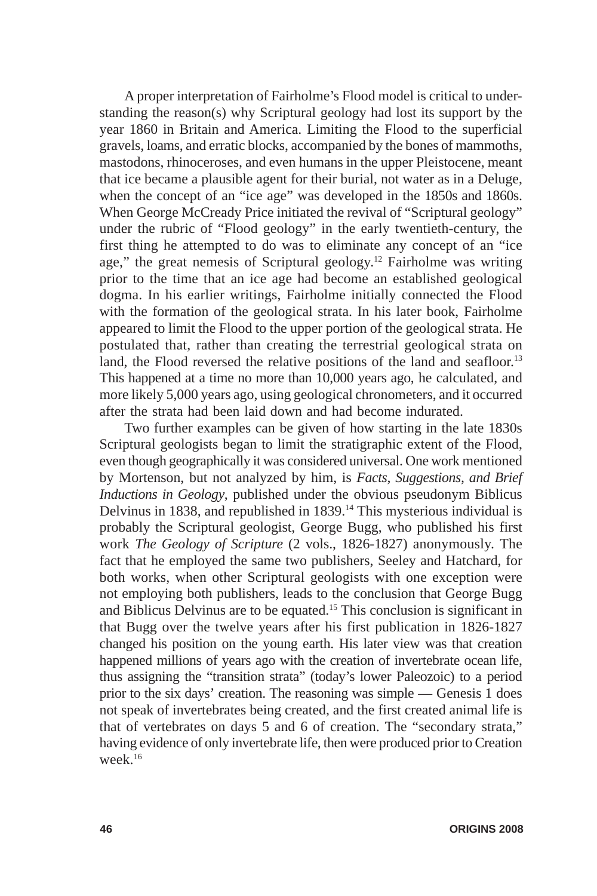A proper interpretation of Fairholme's Flood model is critical to understanding the reason(s) why Scriptural geology had lost its support by the year 1860 in Britain and America. Limiting the Flood to the superficial gravels, loams, and erratic blocks, accompanied by the bones of mammoths, mastodons, rhinoceroses, and even humans in the upper Pleistocene, meant that ice became a plausible agent for their burial, not water as in a Deluge, when the concept of an "ice age" was developed in the 1850s and 1860s. When George McCready Price initiated the revival of "Scriptural geology" under the rubric of "Flood geology" in the early twentieth-century, the first thing he attempted to do was to eliminate any concept of an "ice age," the great nemesis of Scriptural geology.[12] Fairholme was writing prior to the time that an ice age had become an established geological dogma. In his earlier writings, Fairholme initially connected the Flood with the formation of the geological strata. In his later book, Fairholme appeared to limit the Flood to the upper portion of the geological strata. He postulated that, rather than creating the terrestrial geological strata on land, the Flood reversed the relative positions of the land and seafloor.[13] This happened at a time no more than 10,000 years ago, he calculated, and more likely 5,000 years ago, using geological chronometers, and it occurred after the strata had been laid down and had become indurated.

Two further examples can be given of how starting in the late 1830s Scriptural geologists began to limit the stratigraphic extent of the Flood, even though geographically it was considered universal. One work mentioned by Mortenson, but not analyzed by him, is *Facts, Suggestions, and Brief Inductions in Geology*, published under the obvious pseudonym Biblicus Delvinus in 1838, and republished in 1839.[14] This mysterious individual is probably the Scriptural geologist, George Bugg, who published his first work *The Geology of Scripture* (2 vols., 1826-1827) anonymously. The fact that he employed the same two publishers, Seeley and Hatchard, for both works, when other Scriptural geologists with one exception were not employing both publishers, leads to the conclusion that George Bugg and Biblicus Delvinus are to be equated.[15] This conclusion is significant in that Bugg over the twelve years after his first publication in 1826-1827 changed his position on the young earth. His later view was that creation happened millions of years ago with the creation of invertebrate ocean life, thus assigning the "transition strata" (today's lower Paleozoic) to a period prior to the six days' creation. The reasoning was simple — Genesis 1 does not speak of invertebrates being created, and the first created animal life is that of vertebrates on days 5 and 6 of creation. The "secondary strata," having evidence of only invertebrate life, then were produced prior to Creation week.[16]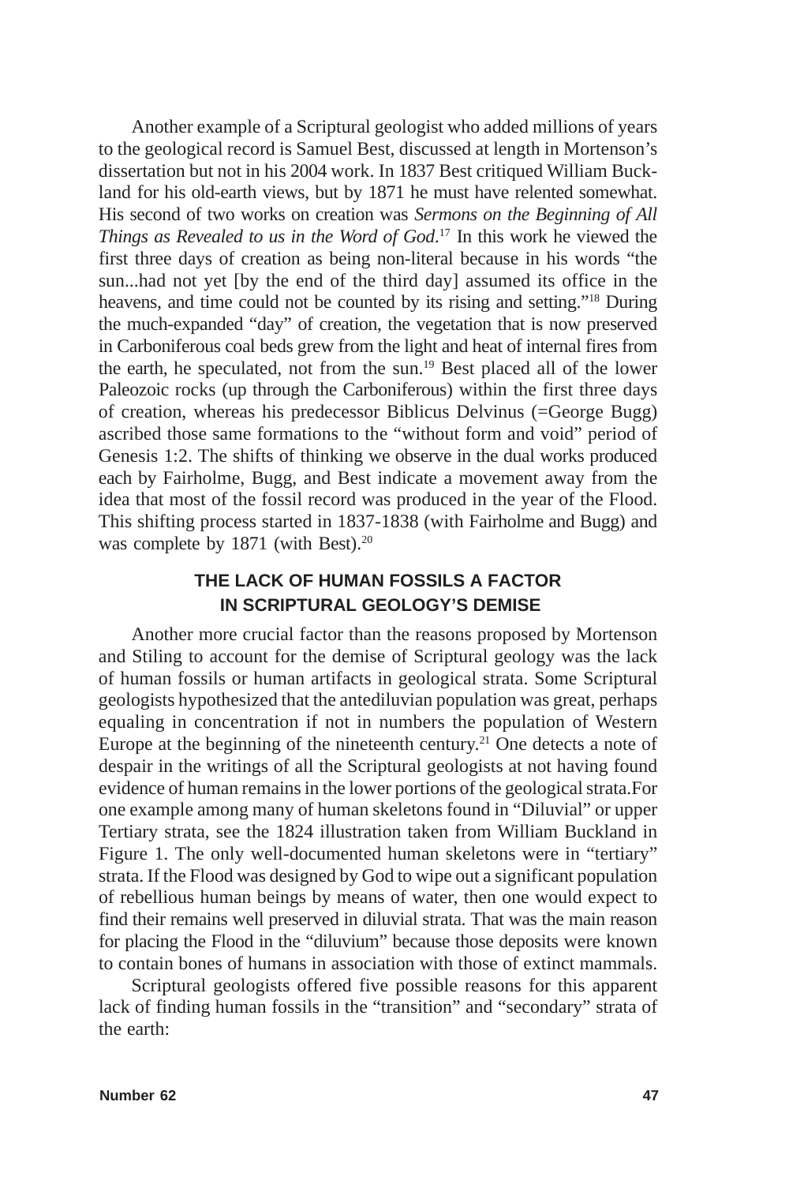Another example of a Scriptural geologist who added millions of years to the geological record is Samuel Best, discussed at length in Mortenson's dissertation but not in his 2004 work. In 1837 Best critiqued William Buckland for his old-earth views, but by 1871 he must have relented somewhat. His second of two works on creation was *Sermons on the Beginning of All Things as Revealed to us in the Word of God*.[17] In this work he viewed the first three days of creation as being non-literal because in his words "the sun...had not yet [by the end of the third day] assumed its office in the heavens, and time could not be counted by its rising and setting."[18] During the much-expanded "day" of creation, the vegetation that is now preserved in Carboniferous coal beds grew from the light and heat of internal fires from the earth, he speculated, not from the sun.[19] Best placed all of the lower Paleozoic rocks (up through the Carboniferous) within the first three days of creation, whereas his predecessor Biblicus Delvinus (=George Bugg) ascribed those same formations to the "without form and void" period of Genesis 1:2. The shifts of thinking we observe in the dual works produced each by Fairholme, Bugg, and Best indicate a movement away from the idea that most of the fossil record was produced in the year of the Flood. This shifting process started in 1837-1838 (with Fairholme and Bugg) and was complete by 1871 (with Best).[20]

## THE LACK OF HUMAN FOSSILS A FACTOR IN SCRIPTURAL GEOLOGY'S DEMISE

Another more crucial factor than the reasons proposed by Mortenson and Stiling to account for the demise of Scriptural geology was the lack of human fossils or human artifacts in geological strata. Some Scriptural geologists hypothesized that the antediluvian population was great, perhaps equaling in concentration if not in numbers the population of Western Europe at the beginning of the nineteenth century.[21] One detects a note of despair in the writings of all the Scriptural geologists at not having found evidence of human remains in the lower portions of the geological strata.For one example among many of human skeletons found in "Diluvial" or upper Tertiary strata, see the 1824 illustration taken from William Buckland in Figure 1. The only well-documented human skeletons were in "tertiary" strata. If the Flood was designed by God to wipe out a significant population of rebellious human beings by means of water, then one would expect to find their remains well preserved in diluvial strata. That was the main reason for placing the Flood in the "diluvium" because those deposits were known to contain bones of humans in association with those of extinct mammals.

Scriptural geologists offered five possible reasons for this apparent lack of finding human fossils in the "transition" and "secondary" strata of the earth: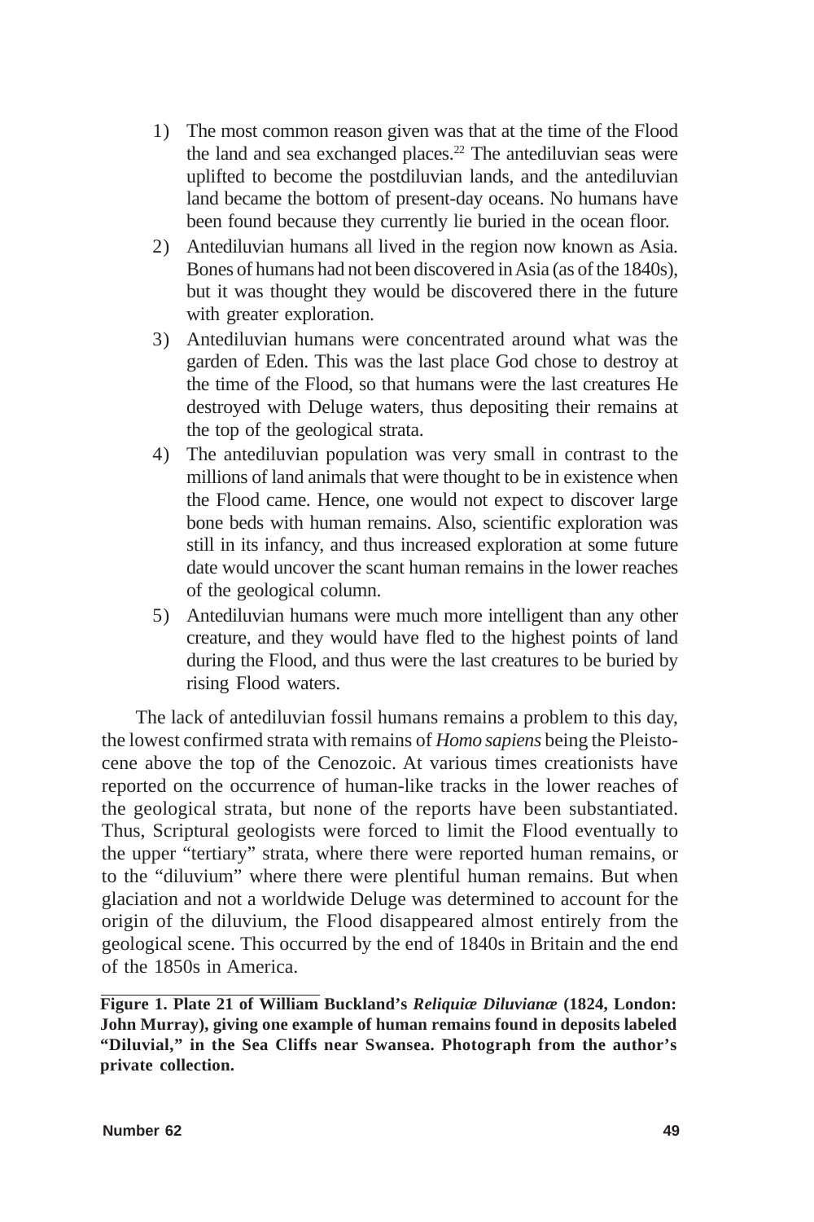1) The most common reason given was that at the time of the Flood the land and sea exchanged places.[22] The antediluvian seas were uplifted to become the postdiluvian lands, and the antediluvian land became the bottom of present-day oceans. No humans have been found because they currently lie buried in the ocean floor.
2) Antediluvian humans all lived in the region now known as Asia. Bones of humans had not been discovered in Asia (as of the 1840s), but it was thought they would be discovered there in the future with greater exploration.
3) Antediluvian humans were concentrated around what was the garden of Eden. This was the last place God chose to destroy at the time of the Flood, so that humans were the last creatures He destroyed with Deluge waters, thus depositing their remains at the top of the geological strata.
4) The antediluvian population was very small in contrast to the millions of land animals that were thought to be in existence when the Flood came. Hence, one would not expect to discover large bone beds with human remains. Also, scientific exploration was still in its infancy, and thus increased exploration at some future date would uncover the scant human remains in the lower reaches of the geological column.
5) Antediluvian humans were much more intelligent than any other creature, and they would have fled to the highest points of land during the Flood, and thus were the last creatures to be buried by rising Flood waters.

The lack of antediluvian fossil humans remains a problem to this day, the lowest confirmed strata with remains of *Homo sapiens* being the Pleistocene above the top of the Cenozoic. At various times creationists have reported on the occurrence of human-like tracks in the lower reaches of the geological strata, but none of the reports have been substantiated. Thus, Scriptural geologists were forced to limit the Flood eventually to the upper "tertiary" strata, where there were reported human remains, or to the "diluvium" where there were plentiful human remains. But when glaciation and not a worldwide Deluge was determined to account for the origin of the diluvium, the Flood disappeared almost entirely from the geological scene. This occurred by the end of 1840s in Britain and the end of the 1850s in America.

**Figure 1. Plate 21 of William Buckland's *Reliquiæ Diluvianæ* (1824, London: John Murray), giving one example of human remains found in deposits labeled "Diluvial," in the Sea Cliffs near Swansea. Photograph from the author's private collection.**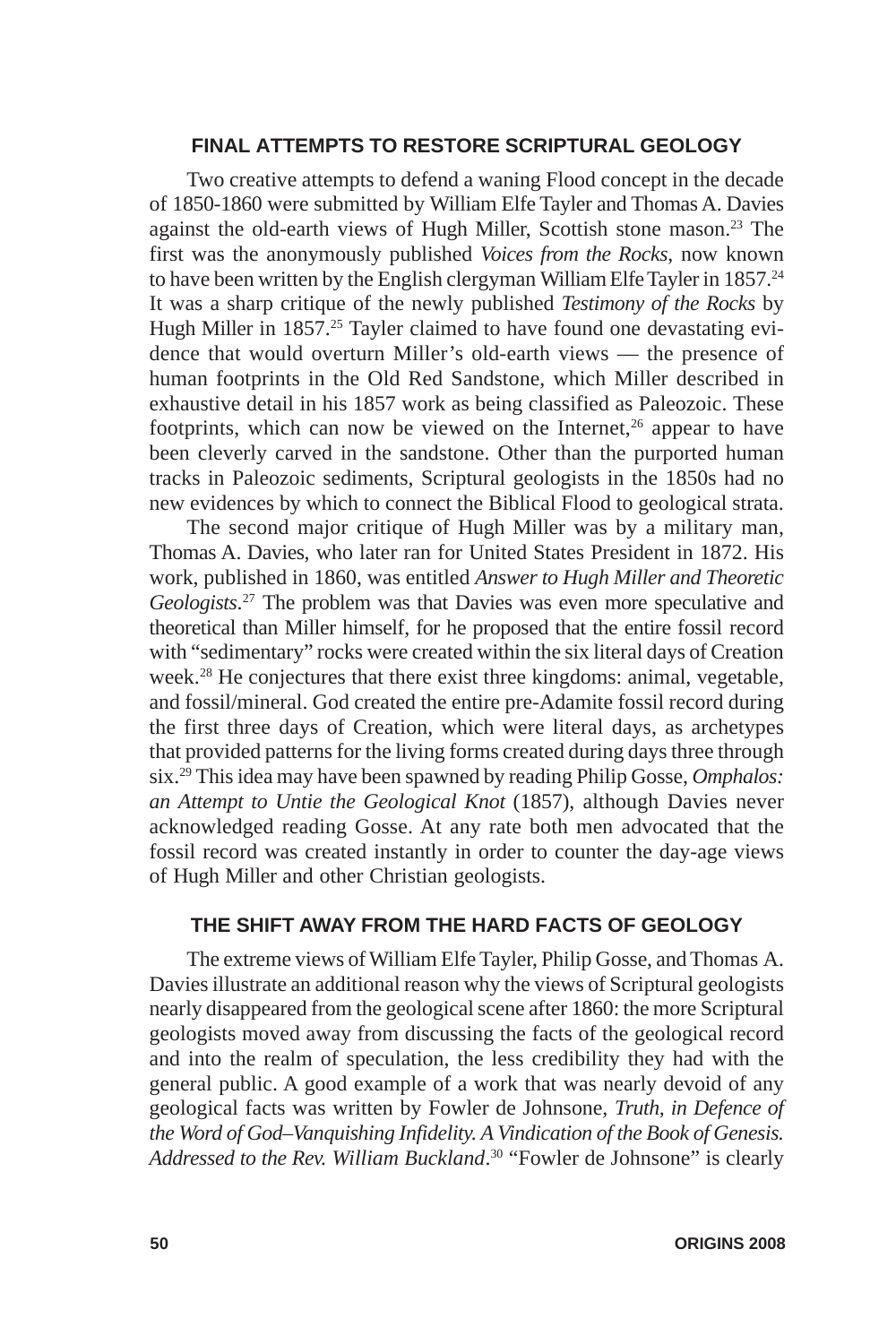## FINAL ATTEMPTS TO RESTORE SCRIPTURAL GEOLOGY

Two creative attempts to defend a waning Flood concept in the decade of 1850-1860 were submitted by William Elfe Tayler and Thomas A. Davies against the old-earth views of Hugh Miller, Scottish stone mason.[23] The first was the anonymously published *Voices from the Rocks*, now known to have been written by the English clergyman William Elfe Tayler in 1857.[24] It was a sharp critique of the newly published *Testimony of the Rocks* by Hugh Miller in 1857.[25] Tayler claimed to have found one devastating evidence that would overturn Miller's old-earth views — the presence of human footprints in the Old Red Sandstone, which Miller described in exhaustive detail in his 1857 work as being classified as Paleozoic. These footprints, which can now be viewed on the Internet,[26] appear to have been cleverly carved in the sandstone. Other than the purported human tracks in Paleozoic sediments, Scriptural geologists in the 1850s had no new evidences by which to connect the Biblical Flood to geological strata.

The second major critique of Hugh Miller was by a military man, Thomas A. Davies, who later ran for United States President in 1872. His work, published in 1860, was entitled *Answer to Hugh Miller and Theoretic Geologists*.[27] The problem was that Davies was even more speculative and theoretical than Miller himself, for he proposed that the entire fossil record with "sedimentary" rocks were created within the six literal days of Creation week.[28] He conjectures that there exist three kingdoms: animal, vegetable, and fossil/mineral. God created the entire pre-Adamite fossil record during the first three days of Creation, which were literal days, as archetypes that provided patterns for the living forms created during days three through six.[29] This idea may have been spawned by reading Philip Gosse, *Omphalos: an Attempt to Untie the Geological Knot* (1857), although Davies never acknowledged reading Gosse. At any rate both men advocated that the fossil record was created instantly in order to counter the day-age views of Hugh Miller and other Christian geologists.

## THE SHIFT AWAY FROM THE HARD FACTS OF GEOLOGY

The extreme views of William Elfe Tayler, Philip Gosse, and Thomas A. Davies illustrate an additional reason why the views of Scriptural geologists nearly disappeared from the geological scene after 1860: the more Scriptural geologists moved away from discussing the facts of the geological record and into the realm of speculation, the less credibility they had with the general public. A good example of a work that was nearly devoid of any geological facts was written by Fowler de Johnsone, *Truth, in Defence of the Word of God–Vanquishing Infidelity. A Vindication of the Book of Genesis. Addressed to the Rev. William Buckland*.[30] "Fowler de Johnsone" is clearly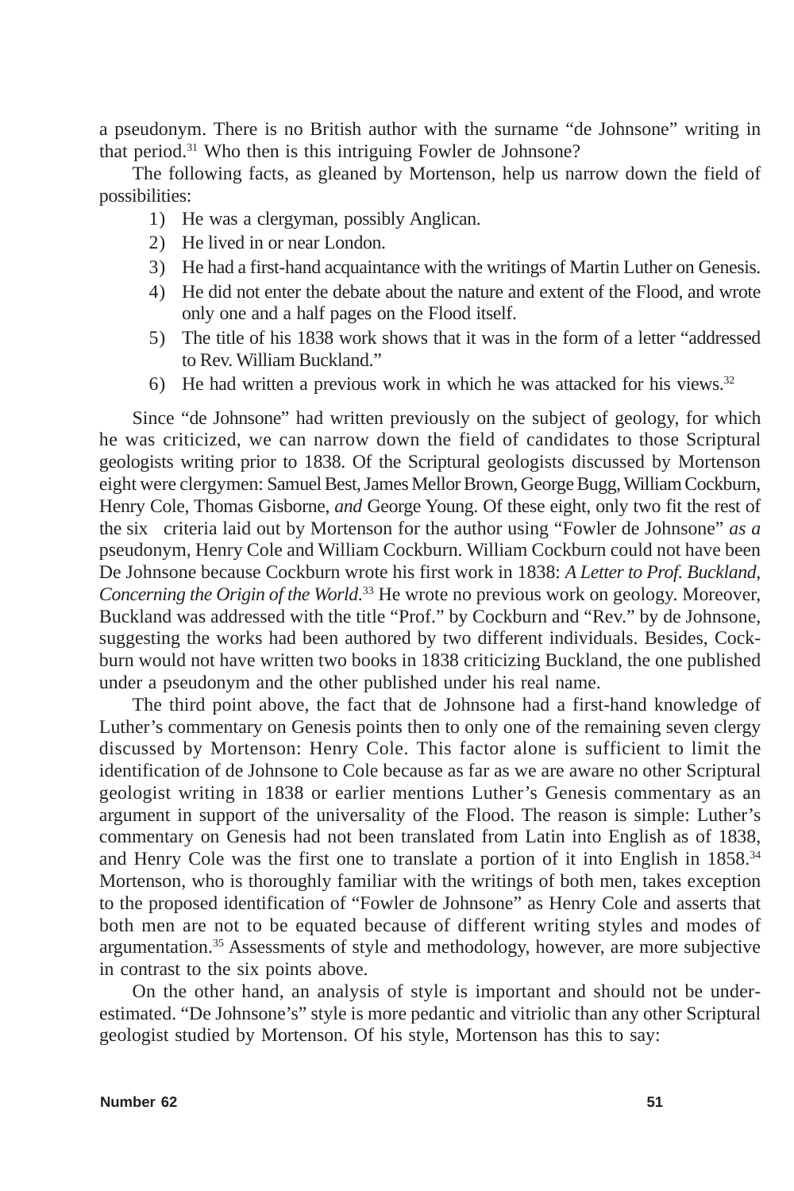a pseudonym. There is no British author with the surname "de Johnsone" writing in that period.[31] Who then is this intriguing Fowler de Johnsone?

The following facts, as gleaned by Mortenson, help us narrow down the field of possibilities:

1) He was a clergyman, possibly Anglican.
2) He lived in or near London.
3) He had a first-hand acquaintance with the writings of Martin Luther on Genesis.
4) He did not enter the debate about the nature and extent of the Flood, and wrote only one and a half pages on the Flood itself.
5) The title of his 1838 work shows that it was in the form of a letter "addressed to Rev. William Buckland."
6) He had written a previous work in which he was attacked for his views.[32]

Since "de Johnsone" had written previously on the subject of geology, for which he was criticized, we can narrow down the field of candidates to those Scriptural geologists writing prior to 1838. Of the Scriptural geologists discussed by Mortenson eight were clergymen: Samuel Best, James Mellor Brown, George Bugg, William Cockburn, Henry Cole, Thomas Gisborne, *and* George Young. Of these eight, only two fit the rest of the six criteria laid out by Mortenson for the author using "Fowler de Johnsone" *as a* pseudonym, Henry Cole and William Cockburn. William Cockburn could not have been De Johnsone because Cockburn wrote his first work in 1838: *A Letter to Prof. Buckland, Concerning the Origin of the World*.[33] He wrote no previous work on geology. Moreover, Buckland was addressed with the title "Prof." by Cockburn and "Rev." by de Johnsone, suggesting the works had been authored by two different individuals. Besides, Cockburn would not have written two books in 1838 criticizing Buckland, the one published under a pseudonym and the other published under his real name.

The third point above, the fact that de Johnsone had a first-hand knowledge of Luther's commentary on Genesis points then to only one of the remaining seven clergy discussed by Mortenson: Henry Cole. This factor alone is sufficient to limit the identification of de Johnsone to Cole because as far as we are aware no other Scriptural geologist writing in 1838 or earlier mentions Luther's Genesis commentary as an argument in support of the universality of the Flood. The reason is simple: Luther's commentary on Genesis had not been translated from Latin into English as of 1838, and Henry Cole was the first one to translate a portion of it into English in 1858.[34] Mortenson, who is thoroughly familiar with the writings of both men, takes exception to the proposed identification of "Fowler de Johnsone" as Henry Cole and asserts that both men are not to be equated because of different writing styles and modes of argumentation.[35] Assessments of style and methodology, however, are more subjective in contrast to the six points above.

On the other hand, an analysis of style is important and should not be underestimated. "De Johnsone's" style is more pedantic and vitriolic than any other Scriptural geologist studied by Mortenson. Of his style, Mortenson has this to say: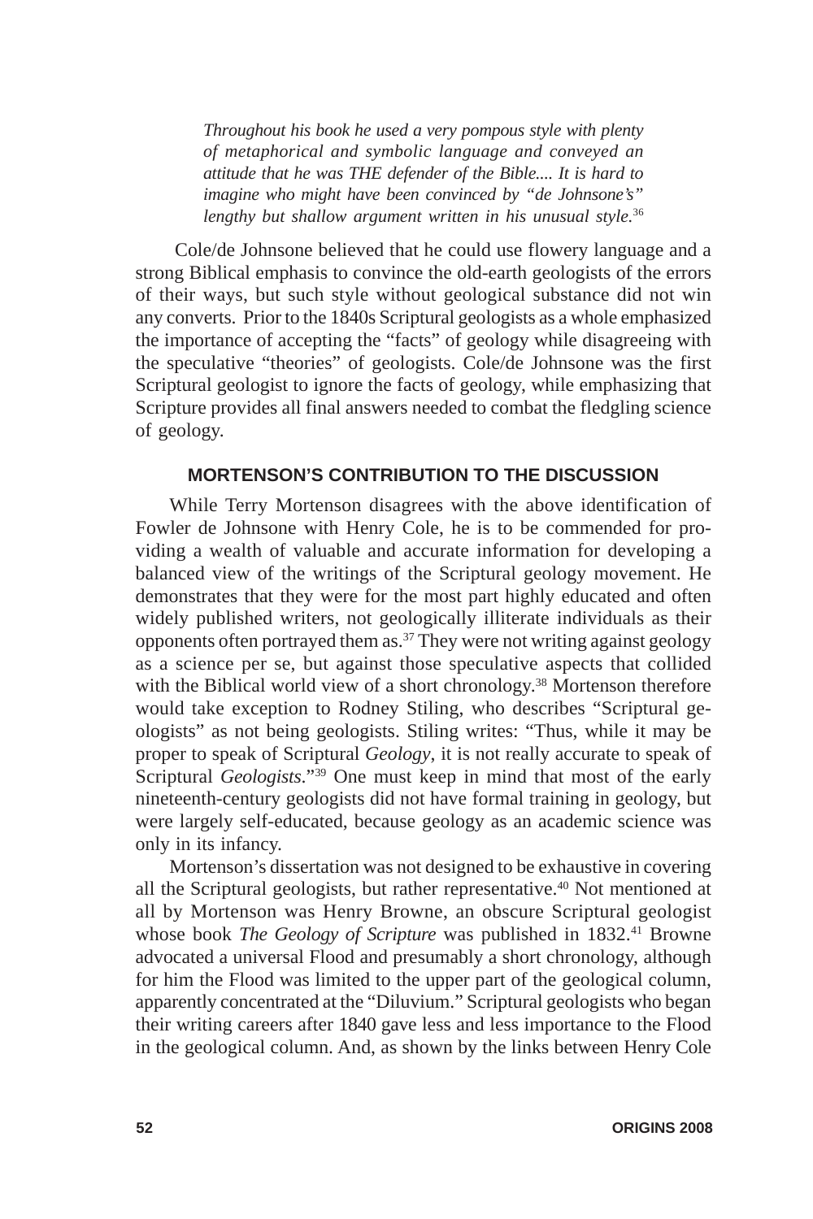> *Throughout his book he used a very pompous style with plenty of metaphorical and symbolic language and conveyed an attitude that he was THE defender of the Bible.... It is hard to imagine who might have been convinced by "de Johnsone's" lengthy but shallow argument written in his unusual style.*[36]

Cole/de Johnsone believed that he could use flowery language and a strong Biblical emphasis to convince the old-earth geologists of the errors of their ways, but such style without geological substance did not win any converts. Prior to the 1840s Scriptural geologists as a whole emphasized the importance of accepting the "facts" of geology while disagreeing with the speculative "theories" of geologists. Cole/de Johnsone was the first Scriptural geologist to ignore the facts of geology, while emphasizing that Scripture provides all final answers needed to combat the fledgling science of geology.

## MORTENSON'S CONTRIBUTION TO THE DISCUSSION

While Terry Mortenson disagrees with the above identification of Fowler de Johnsone with Henry Cole, he is to be commended for providing a wealth of valuable and accurate information for developing a balanced view of the writings of the Scriptural geology movement. He demonstrates that they were for the most part highly educated and often widely published writers, not geologically illiterate individuals as their opponents often portrayed them as.[37] They were not writing against geology as a science per se, but against those speculative aspects that collided with the Biblical world view of a short chronology.[38] Mortenson therefore would take exception to Rodney Stiling, who describes "Scriptural geologists" as not being geologists. Stiling writes: "Thus, while it may be proper to speak of Scriptural *Geology*, it is not really accurate to speak of Scriptural *Geologists*."[39] One must keep in mind that most of the early nineteenth-century geologists did not have formal training in geology, but were largely self-educated, because geology as an academic science was only in its infancy.

Mortenson's dissertation was not designed to be exhaustive in covering all the Scriptural geologists, but rather representative.[40] Not mentioned at all by Mortenson was Henry Browne, an obscure Scriptural geologist whose book *The Geology of Scripture* was published in 1832.[41] Browne advocated a universal Flood and presumably a short chronology, although for him the Flood was limited to the upper part of the geological column, apparently concentrated at the "Diluvium." Scriptural geologists who began their writing careers after 1840 gave less and less importance to the Flood in the geological column. And, as shown by the links between Henry Cole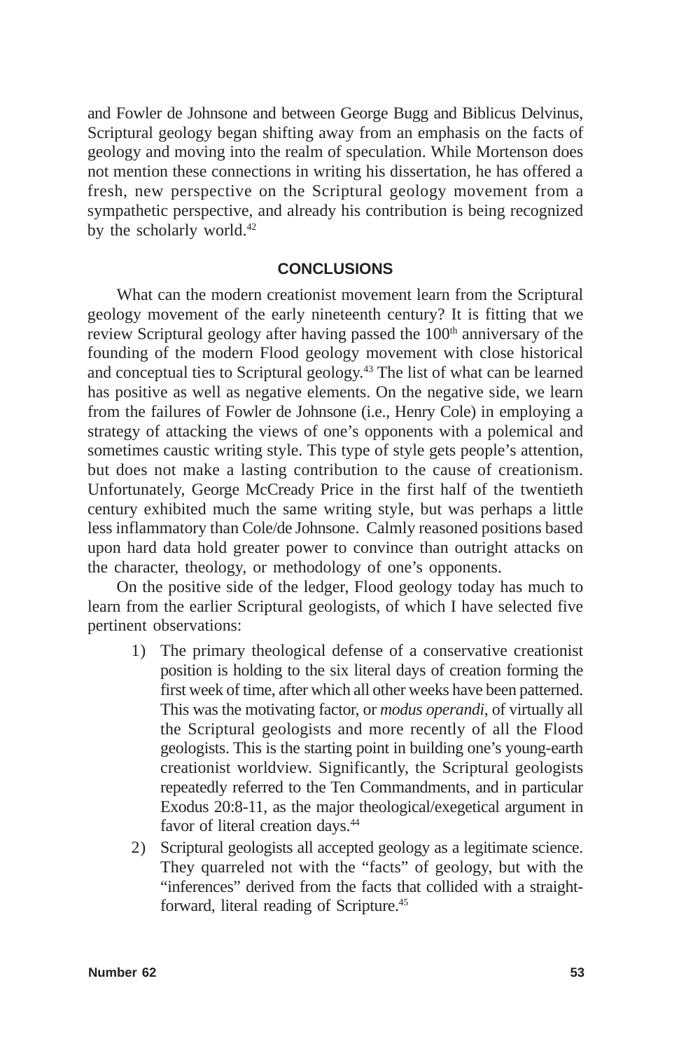and Fowler de Johnsone and between George Bugg and Biblicus Delvinus, Scriptural geology began shifting away from an emphasis on the facts of geology and moving into the realm of speculation. While Mortenson does not mention these connections in writing his dissertation, he has offered a fresh, new perspective on the Scriptural geology movement from a sympathetic perspective, and already his contribution is being recognized by the scholarly world.[42]

## CONCLUSIONS

What can the modern creationist movement learn from the Scriptural geology movement of the early nineteenth century? It is fitting that we review Scriptural geology after having passed the 100th anniversary of the founding of the modern Flood geology movement with close historical and conceptual ties to Scriptural geology.[43] The list of what can be learned has positive as well as negative elements. On the negative side, we learn from the failures of Fowler de Johnsone (i.e., Henry Cole) in employing a strategy of attacking the views of one's opponents with a polemical and sometimes caustic writing style. This type of style gets people's attention, but does not make a lasting contribution to the cause of creationism. Unfortunately, George McCready Price in the first half of the twentieth century exhibited much the same writing style, but was perhaps a little less inflammatory than Cole/de Johnsone. Calmly reasoned positions based upon hard data hold greater power to convince than outright attacks on the character, theology, or methodology of one's opponents.

On the positive side of the ledger, Flood geology today has much to learn from the earlier Scriptural geologists, of which I have selected five pertinent observations:

1) The primary theological defense of a conservative creationist position is holding to the six literal days of creation forming the first week of time, after which all other weeks have been patterned. This was the motivating factor, or *modus operandi*, of virtually all the Scriptural geologists and more recently of all the Flood geologists. This is the starting point in building one's young-earth creationist worldview. Significantly, the Scriptural geologists repeatedly referred to the Ten Commandments, and in particular Exodus 20:8-11, as the major theological/exegetical argument in favor of literal creation days.[44]
2) Scriptural geologists all accepted geology as a legitimate science. They quarreled not with the "facts" of geology, but with the "inferences" derived from the facts that collided with a straightforward, literal reading of Scripture.[45]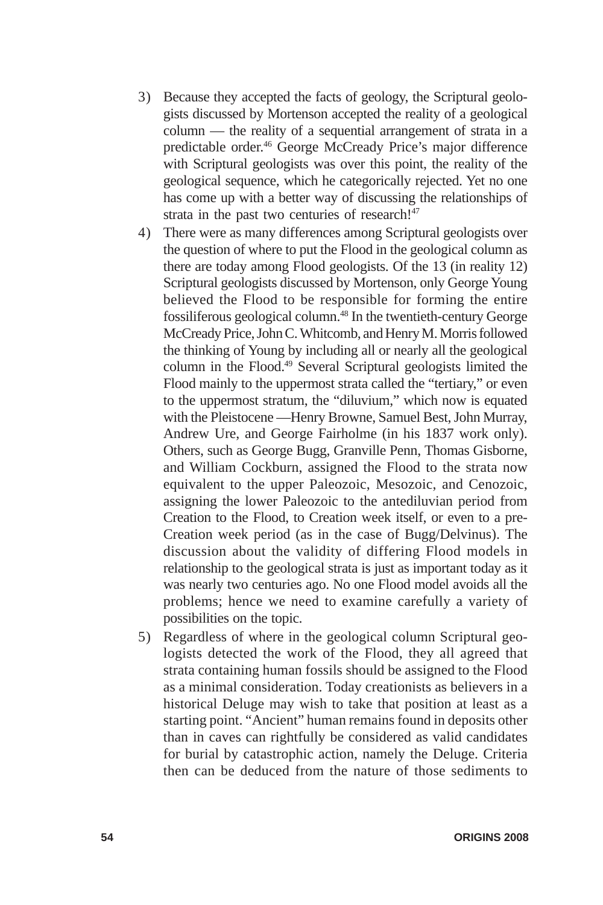3) Because they accepted the facts of geology, the Scriptural geologists discussed by Mortenson accepted the reality of a geological column — the reality of a sequential arrangement of strata in a predictable order.[46] George McCready Price's major difference with Scriptural geologists was over this point, the reality of the geological sequence, which he categorically rejected. Yet no one has come up with a better way of discussing the relationships of strata in the past two centuries of research![47]

4) There were as many differences among Scriptural geologists over the question of where to put the Flood in the geological column as there are today among Flood geologists. Of the 13 (in reality 12) Scriptural geologists discussed by Mortenson, only George Young believed the Flood to be responsible for forming the entire fossiliferous geological column.[48] In the twentieth-century George McCready Price, John C. Whitcomb, and Henry M. Morris followed the thinking of Young by including all or nearly all the geological column in the Flood.[49] Several Scriptural geologists limited the Flood mainly to the uppermost strata called the "tertiary," or even to the uppermost stratum, the "diluvium," which now is equated with the Pleistocene —Henry Browne, Samuel Best, John Murray, Andrew Ure, and George Fairholme (in his 1837 work only). Others, such as George Bugg, Granville Penn, Thomas Gisborne, and William Cockburn, assigned the Flood to the strata now equivalent to the upper Paleozoic, Mesozoic, and Cenozoic, assigning the lower Paleozoic to the antediluvian period from Creation to the Flood, to Creation week itself, or even to a pre-Creation week period (as in the case of Bugg/Delvinus). The discussion about the validity of differing Flood models in relationship to the geological strata is just as important today as it was nearly two centuries ago. No one Flood model avoids all the problems; hence we need to examine carefully a variety of possibilities on the topic.

5) Regardless of where in the geological column Scriptural geologists detected the work of the Flood, they all agreed that strata containing human fossils should be assigned to the Flood as a minimal consideration. Today creationists as believers in a historical Deluge may wish to take that position at least as a starting point. "Ancient" human remains found in deposits other than in caves can rightfully be considered as valid candidates for burial by catastrophic action, namely the Deluge. Criteria then can be deduced from the nature of those sediments to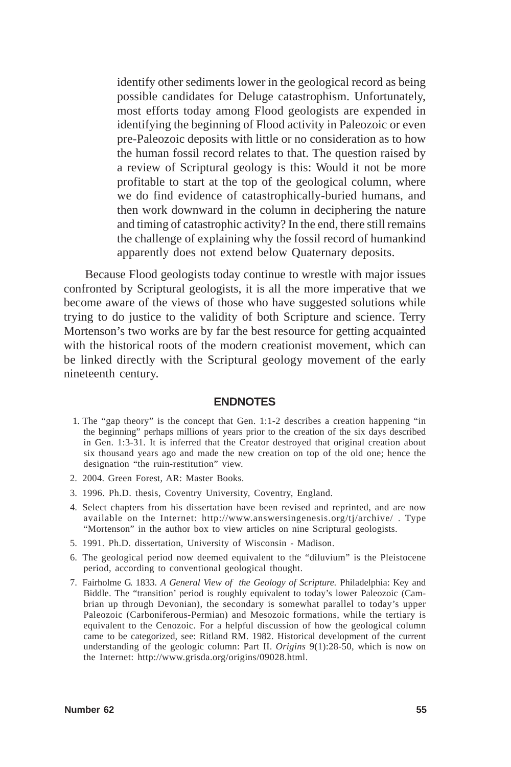identify other sediments lower in the geological record as being possible candidates for Deluge catastrophism. Unfortunately, most efforts today among Flood geologists are expended in identifying the beginning of Flood activity in Paleozoic or even pre-Paleozoic deposits with little or no consideration as to how the human fossil record relates to that. The question raised by a review of Scriptural geology is this: Would it not be more profitable to start at the top of the geological column, where we do find evidence of catastrophically-buried humans, and then work downward in the column in deciphering the nature and timing of catastrophic activity? In the end, there still remains the challenge of explaining why the fossil record of humankind apparently does not extend below Quaternary deposits.

Because Flood geologists today continue to wrestle with major issues confronted by Scriptural geologists, it is all the more imperative that we become aware of the views of those who have suggested solutions while trying to do justice to the validity of both Scripture and science. Terry Mortenson's two works are by far the best resource for getting acquainted with the historical roots of the modern creationist movement, which can be linked directly with the Scriptural geology movement of the early nineteenth century.

## ENDNOTES

1. The "gap theory" is the concept that Gen. 1:1-2 describes a creation happening "in the beginning" perhaps millions of years prior to the creation of the six days described in Gen. 1:3-31. It is inferred that the Creator destroyed that original creation about six thousand years ago and made the new creation on top of the old one; hence the designation "the ruin-restitution" view.
2. 2004. Green Forest, AR: Master Books.
3. 1996. Ph.D. thesis, Coventry University, Coventry, England.
4. Select chapters from his dissertation have been revised and reprinted, and are now available on the Internet: http://www.answersingenesis.org/tj/archive/ . Type "Mortenson" in the author box to view articles on nine Scriptural geologists.
5. 1991. Ph.D. dissertation, University of Wisconsin - Madison.
6. The geological period now deemed equivalent to the "diluvium" is the Pleistocene period, according to conventional geological thought.
7. Fairholme G. 1833. *A General View of the Geology of Scripture.* Philadelphia: Key and Biddle. The "transition' period is roughly equivalent to today's lower Paleozoic (Cambrian up through Devonian), the secondary is somewhat parallel to today's upper Paleozoic (Carboniferous-Permian) and Mesozoic formations, while the tertiary is equivalent to the Cenozoic. For a helpful discussion of how the geological column came to be categorized, see: Ritland RM. 1982. Historical development of the current understanding of the geologic column: Part II. *Origins* 9(1):28-50, which is now on the Internet: http://www.grisda.org/origins/09028.html.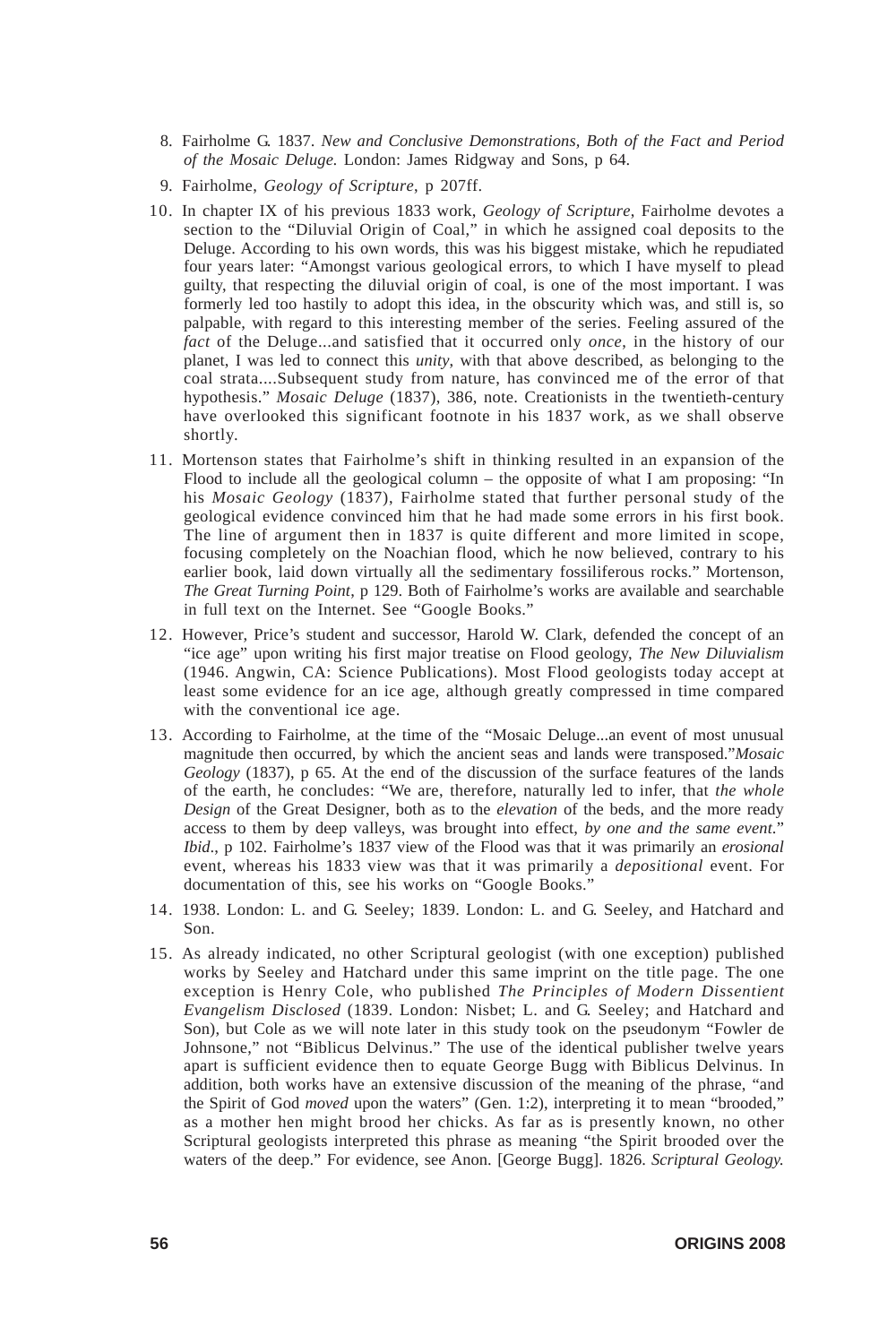8. Fairholme G. 1837. *New and Conclusive Demonstrations, Both of the Fact and Period of the Mosaic Deluge.* London: James Ridgway and Sons, p 64.

9. Fairholme, *Geology of Scripture*, p 207ff.

10. In chapter IX of his previous 1833 work, *Geology of Scripture*, Fairholme devotes a section to the "Diluvial Origin of Coal," in which he assigned coal deposits to the Deluge. According to his own words, this was his biggest mistake, which he repudiated four years later: "Amongst various geological errors, to which I have myself to plead guilty, that respecting the diluvial origin of coal, is one of the most important. I was formerly led too hastily to adopt this idea, in the obscurity which was, and still is, so palpable, with regard to this interesting member of the series. Feeling assured of the *fact* of the Deluge...and satisfied that it occurred only *once*, in the history of our planet, I was led to connect this *unity*, with that above described, as belonging to the coal strata....Subsequent study from nature, has convinced me of the error of that hypothesis." *Mosaic Deluge* (1837), 386, note. Creationists in the twentieth-century have overlooked this significant footnote in his 1837 work, as we shall observe shortly.

11. Mortenson states that Fairholme's shift in thinking resulted in an expansion of the Flood to include all the geological column – the opposite of what I am proposing: "In his *Mosaic Geology* (1837), Fairholme stated that further personal study of the geological evidence convinced him that he had made some errors in his first book. The line of argument then in 1837 is quite different and more limited in scope, focusing completely on the Noachian flood, which he now believed, contrary to his earlier book, laid down virtually all the sedimentary fossiliferous rocks." Mortenson, *The Great Turning Point*, p 129. Both of Fairholme's works are available and searchable in full text on the Internet. See "Google Books."

12. However, Price's student and successor, Harold W. Clark, defended the concept of an "ice age" upon writing his first major treatise on Flood geology, *The New Diluvialism* (1946. Angwin, CA: Science Publications). Most Flood geologists today accept at least some evidence for an ice age, although greatly compressed in time compared with the conventional ice age.

13. According to Fairholme, at the time of the "Mosaic Deluge...an event of most unusual magnitude then occurred, by which the ancient seas and lands were transposed."*Mosaic Geology* (1837), p 65. At the end of the discussion of the surface features of the lands of the earth, he concludes: "We are, therefore, naturally led to infer, that *the whole Design* of the Great Designer, both as to the *elevation* of the beds, and the more ready access to them by deep valleys, was brought into effect, *by one and the same event*." *Ibid*., p 102. Fairholme's 1837 view of the Flood was that it was primarily an *erosional* event, whereas his 1833 view was that it was primarily a *depositional* event. For documentation of this, see his works on "Google Books."

14. 1938. London: L. and G. Seeley; 1839. London: L. and G. Seeley, and Hatchard and Son.

15. As already indicated, no other Scriptural geologist (with one exception) published works by Seeley and Hatchard under this same imprint on the title page. The one exception is Henry Cole, who published *The Principles of Modern Dissentient Evangelism Disclosed* (1839. London: Nisbet; L. and G. Seeley; and Hatchard and Son), but Cole as we will note later in this study took on the pseudonym "Fowler de Johnsone," not "Biblicus Delvinus." The use of the identical publisher twelve years apart is sufficient evidence then to equate George Bugg with Biblicus Delvinus. In addition, both works have an extensive discussion of the meaning of the phrase, "and the Spirit of God *moved* upon the waters" (Gen. 1:2), interpreting it to mean "brooded," as a mother hen might brood her chicks. As far as is presently known, no other Scriptural geologists interpreted this phrase as meaning "the Spirit brooded over the waters of the deep." For evidence, see Anon. [George Bugg]. 1826. *Scriptural Geology.*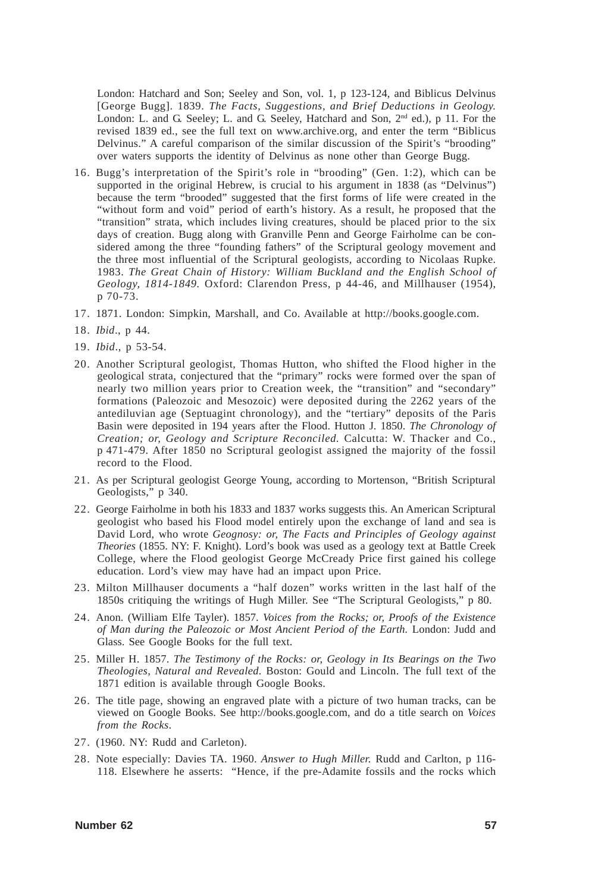London: Hatchard and Son; Seeley and Son, vol. 1, p 123-124, and Biblicus Delvinus [George Bugg]. 1839. *The Facts, Suggestions, and Brief Deductions in Geology.* London: L. and G. Seeley; L. and G. Seeley, Hatchard and Son, 2nd ed.), p 11. For the revised 1839 ed., see the full text on www.archive.org, and enter the term "Biblicus Delvinus." A careful comparison of the similar discussion of the Spirit's "brooding" over waters supports the identity of Delvinus as none other than George Bugg.

16. Bugg's interpretation of the Spirit's role in "brooding" (Gen. 1:2), which can be supported in the original Hebrew, is crucial to his argument in 1838 (as "Delvinus") because the term "brooded" suggested that the first forms of life were created in the "without form and void" period of earth's history. As a result, he proposed that the "transition" strata, which includes living creatures, should be placed prior to the six days of creation. Bugg along with Granville Penn and George Fairholme can be considered among the three "founding fathers" of the Scriptural geology movement and the three most influential of the Scriptural geologists, according to Nicolaas Rupke. 1983. *The Great Chain of History: William Buckland and the English School of Geology, 1814-1849.* Oxford: Clarendon Press, p 44-46, and Millhauser (1954), p 70-73.
17. 1871. London: Simpkin, Marshall, and Co. Available at http://books.google.com.
18. *Ibid*., p 44.
19. *Ibid*., p 53-54.
20. Another Scriptural geologist, Thomas Hutton, who shifted the Flood higher in the geological strata, conjectured that the "primary" rocks were formed over the span of nearly two million years prior to Creation week, the "transition" and "secondary" formations (Paleozoic and Mesozoic) were deposited during the 2262 years of the antediluvian age (Septuagint chronology), and the "tertiary" deposits of the Paris Basin were deposited in 194 years after the Flood. Hutton J. 1850. *The Chronology of Creation; or, Geology and Scripture Reconciled.* Calcutta: W. Thacker and Co., p 471-479. After 1850 no Scriptural geologist assigned the majority of the fossil record to the Flood.
21. As per Scriptural geologist George Young, according to Mortenson, "British Scriptural Geologists," p 340.
22. George Fairholme in both his 1833 and 1837 works suggests this. An American Scriptural geologist who based his Flood model entirely upon the exchange of land and sea is David Lord, who wrote *Geognosy: or, The Facts and Principles of Geology against Theories* (1855. NY: F. Knight). Lord's book was used as a geology text at Battle Creek College, where the Flood geologist George McCready Price first gained his college education. Lord's view may have had an impact upon Price.
23. Milton Millhauser documents a "half dozen" works written in the last half of the 1850s critiquing the writings of Hugh Miller. See "The Scriptural Geologists," p 80.
24. Anon. (William Elfe Tayler). 1857. *Voices from the Rocks; or, Proofs of the Existence of Man during the Paleozoic or Most Ancient Period of the Earth.* London: Judd and Glass. See Google Books for the full text.
25. Miller H. 1857. *The Testimony of the Rocks: or, Geology in Its Bearings on the Two Theologies, Natural and Revealed.* Boston: Gould and Lincoln. The full text of the 1871 edition is available through Google Books.
26. The title page, showing an engraved plate with a picture of two human tracks, can be viewed on Google Books. See http://books.google.com, and do a title search on *Voices from the Rocks*.
27. (1960. NY: Rudd and Carleton).
28. Note especially: Davies TA. 1960. *Answer to Hugh Miller.* Rudd and Carlton, p 116-118. Elsewhere he asserts: "Hence, if the pre-Adamite fossils and the rocks which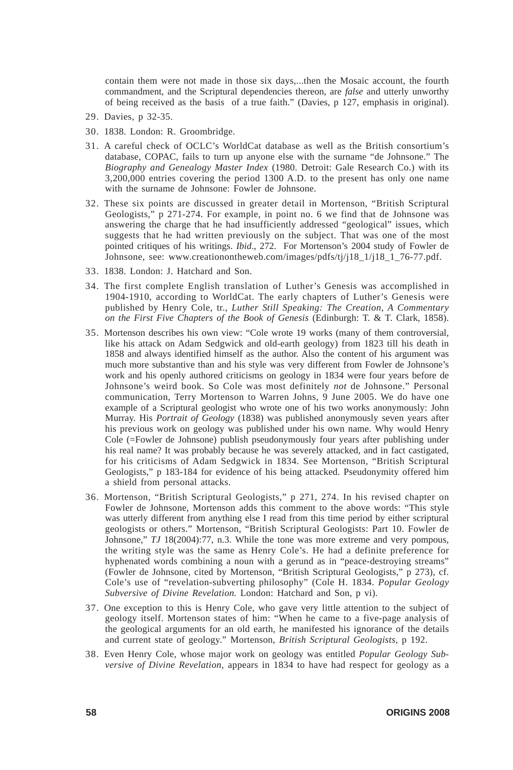contain them were not made in those six days,...then the Mosaic account, the fourth commandment, and the Scriptural dependencies thereon, are *false* and utterly unworthy of being received as the basis of a true faith." (Davies, p 127, emphasis in original).

29. Davies, p 32-35.

30. 1838. London: R. Groombridge.

31. A careful check of OCLC's WorldCat database as well as the British consortium's database, COPAC, fails to turn up anyone else with the surname "de Johnsone." The *Biography and Genealogy Master Index* (1980. Detroit: Gale Research Co.) with its 3,200,000 entries covering the period 1300 A.D. to the present has only one name with the surname de Johnsone: Fowler de Johnsone.

32. These six points are discussed in greater detail in Mortenson, "British Scriptural Geologists," p 271-274. For example, in point no. 6 we find that de Johnsone was answering the charge that he had insufficiently addressed "geological" issues, which suggests that he had written previously on the subject. That was one of the most pointed critiques of his writings. *Ibid*., 272. For Mortenson's 2004 study of Fowler de Johnsone, see: www.creationontheweb.com/images/pdfs/tj/j18_1/j18_1_76-77.pdf.

33. 1838. London: J. Hatchard and Son.

34. The first complete English translation of Luther's Genesis was accomplished in 1904-1910, according to WorldCat. The early chapters of Luther's Genesis were published by Henry Cole, tr., *Luther Still Speaking: The Creation, A Commentary on the First Five Chapters of the Book of Genesis* (Edinburgh: T. & T. Clark, 1858).

35. Mortenson describes his own view: "Cole wrote 19 works (many of them controversial, like his attack on Adam Sedgwick and old-earth geology) from 1823 till his death in 1858 and always identified himself as the author. Also the content of his argument was much more substantive than and his style was very different from Fowler de Johnsone's work and his openly authored criticisms on geology in 1834 were four years before de Johnsone's weird book. So Cole was most definitely *not* de Johnsone." Personal communication, Terry Mortenson to Warren Johns, 9 June 2005. We do have one example of a Scriptural geologist who wrote one of his two works anonymously: John Murray. His *Portrait of Geology* (1838) was published anonymously seven years after his previous work on geology was published under his own name. Why would Henry Cole (=Fowler de Johnsone) publish pseudonymously four years after publishing under his real name? It was probably because he was severely attacked, and in fact castigated, for his criticisms of Adam Sedgwick in 1834. See Mortenson, "British Scriptural Geologists," p 183-184 for evidence of his being attacked. Pseudonymity offered him a shield from personal attacks.

36. Mortenson, "British Scriptural Geologists," p 271, 274. In his revised chapter on Fowler de Johnsone, Mortenson adds this comment to the above words: "This style was utterly different from anything else I read from this time period by either scriptural geologists or others." Mortenson, "British Scriptural Geologists: Part 10. Fowler de Johnsone," *TJ* 18(2004):77, n.3. While the tone was more extreme and very pompous, the writing style was the same as Henry Cole's. He had a definite preference for hyphenated words combining a noun with a gerund as in "peace-destroying streams" (Fowler de Johnsone, cited by Mortenson, "British Scriptural Geologists," p 273), cf. Cole's use of "revelation-subverting philosophy" (Cole H. 1834. *Popular Geology Subversive of Divine Revelation.* London: Hatchard and Son, p vi).

37. One exception to this is Henry Cole, who gave very little attention to the subject of geology itself. Mortenson states of him: "When he came to a five-page analysis of the geological arguments for an old earth, he manifested his ignorance of the details and current state of geology." Mortenson, *British Scriptural Geologists*, p 192.

38. Even Henry Cole, whose major work on geology was entitled *Popular Geology Subversive of Divine Revelation*, appears in 1834 to have had respect for geology as a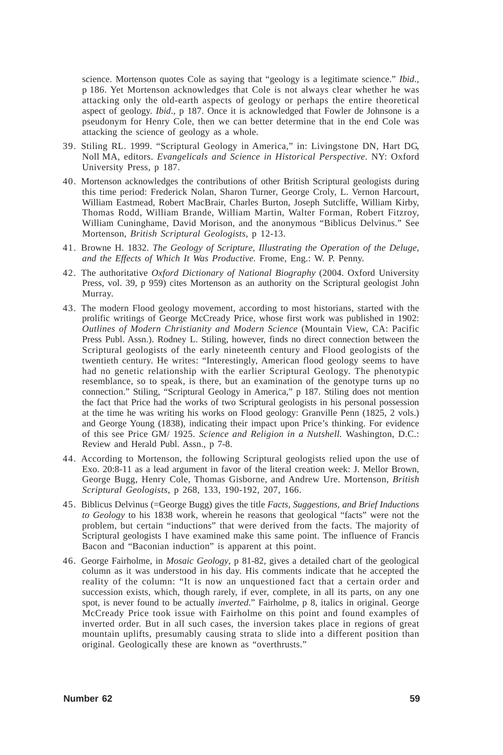science. Mortenson quotes Cole as saying that "geology is a legitimate science." *Ibid*., p 186. Yet Mortenson acknowledges that Cole is not always clear whether he was attacking only the old-earth aspects of geology or perhaps the entire theoretical aspect of geology. *Ibid*., p 187. Once it is acknowledged that Fowler de Johnsone is a pseudonym for Henry Cole, then we can better determine that in the end Cole was attacking the science of geology as a whole.

39. Stiling RL. 1999. "Scriptural Geology in America," in: Livingstone DN, Hart DG, Noll MA, editors. *Evangelicals and Science in Historical Perspective*. NY: Oxford University Press, p 187.

40. Mortenson acknowledges the contributions of other British Scriptural geologists during this time period: Frederick Nolan, Sharon Turner, George Croly, L. Vernon Harcourt, William Eastmead, Robert MacBrair, Charles Burton, Joseph Sutcliffe, William Kirby, Thomas Rodd, William Brande, William Martin, Walter Forman, Robert Fitzroy, William Cuninghame, David Morison, and the anonymous "Biblicus Delvinus." See Mortenson, *British Scriptural Geologists*, p 12-13.

41. Browne H. 1832. *The Geology of Scripture, Illustrating the Operation of the Deluge, and the Effects of Which It Was Productive.* Frome, Eng.: W. P. Penny.

42. The authoritative *Oxford Dictionary of National Biography* (2004. Oxford University Press, vol. 39, p 959) cites Mortenson as an authority on the Scriptural geologist John Murray.

43. The modern Flood geology movement, according to most historians, started with the prolific writings of George McCready Price, whose first work was published in 1902: *Outlines of Modern Christianity and Modern Science* (Mountain View, CA: Pacific Press Publ. Assn.). Rodney L. Stiling, however, finds no direct connection between the Scriptural geologists of the early nineteenth century and Flood geologists of the twentieth century. He writes: "Interestingly, American flood geology seems to have had no genetic relationship with the earlier Scriptural Geology. The phenotypic resemblance, so to speak, is there, but an examination of the genotype turns up no connection." Stiling, "Scriptural Geology in America," p 187. Stiling does not mention the fact that Price had the works of two Scriptural geologists in his personal possession at the time he was writing his works on Flood geology: Granville Penn (1825, 2 vols.) and George Young (1838), indicating their impact upon Price's thinking. For evidence of this see Price GM/ 1925. *Science and Religion in a Nutshell.* Washington, D.C.: Review and Herald Publ. Assn., p 7-8.

44. According to Mortenson, the following Scriptural geologists relied upon the use of Exo. 20:8-11 as a lead argument in favor of the literal creation week: J. Mellor Brown, George Bugg, Henry Cole, Thomas Gisborne, and Andrew Ure. Mortenson, *British Scriptural Geologists*, p 268, 133, 190-192, 207, 166.

45. Biblicus Delvinus (=George Bugg) gives the title *Facts, Suggestions, and Brief Inductions to Geology* to his 1838 work, wherein he reasons that geological "facts" were not the problem, but certain "inductions" that were derived from the facts. The majority of Scriptural geologists I have examined make this same point. The influence of Francis Bacon and "Baconian induction" is apparent at this point.

46. George Fairholme, in *Mosaic Geology*, p 81-82, gives a detailed chart of the geological column as it was understood in his day. His comments indicate that he accepted the reality of the column: "It is now an unquestioned fact that a certain order and succession exists, which, though rarely, if ever, complete, in all its parts, on any one spot, is never found to be actually *inverted*." Fairholme, p 8, italics in original. George McCready Price took issue with Fairholme on this point and found examples of inverted order. But in all such cases, the inversion takes place in regions of great mountain uplifts, presumably causing strata to slide into a different position than original. Geologically these are known as "overthrusts."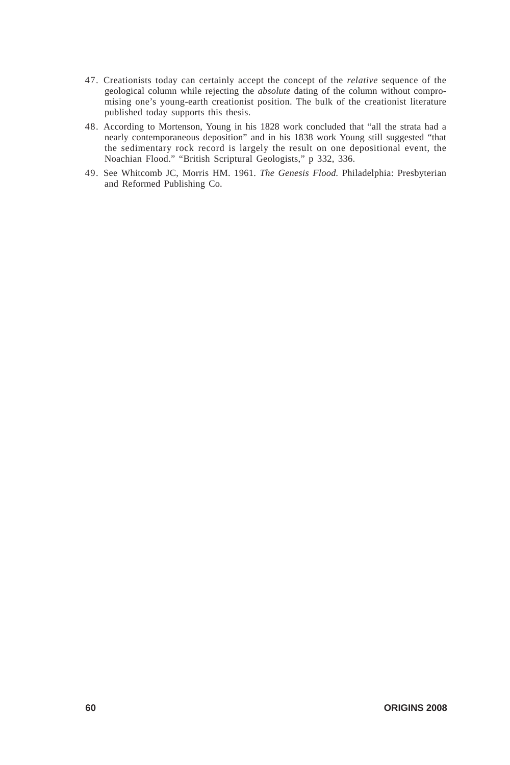47. Creationists today can certainly accept the concept of the *relative* sequence of the geological column while rejecting the *absolute* dating of the column without compromising one's young-earth creationist position. The bulk of the creationist literature published today supports this thesis.

48. According to Mortenson, Young in his 1828 work concluded that "all the strata had a nearly contemporaneous deposition" and in his 1838 work Young still suggested "that the sedimentary rock record is largely the result on one depositional event, the Noachian Flood." "British Scriptural Geologists," p 332, 336.

49. See Whitcomb JC, Morris HM. 1961. *The Genesis Flood.* Philadelphia: Presbyterian and Reformed Publishing Co.